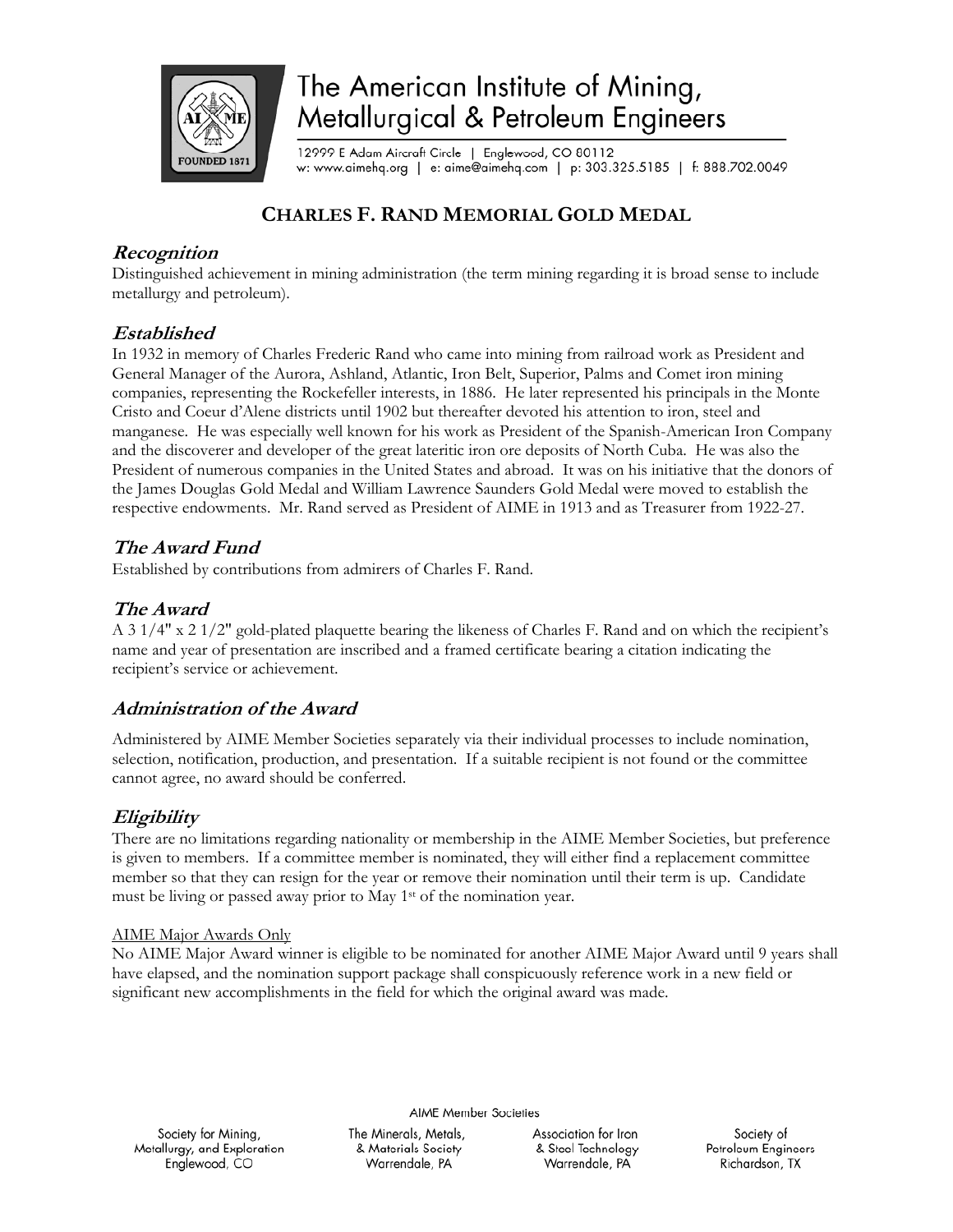# The American Institute of Mining, Metallurgical & Petroleum Engineers

12999 E Adam Aircraft Circle | Englewood, CO 80112
w: www.aimehq.org | e: aime@aimehq.com | p: 303.325.5185 | f: 888.702.0049

## CHARLES F. RAND MEMORIAL GOLD MEDAL

### *Recognition*

Distinguished achievement in mining administration (the term mining regarding it is broad sense to include metallurgy and petroleum).

### *Established*

In 1932 in memory of Charles Frederic Rand who came into mining from railroad work as President and General Manager of the Aurora, Ashland, Atlantic, Iron Belt, Superior, Palms and Comet iron mining companies, representing the Rockefeller interests, in 1886. He later represented his principals in the Monte Cristo and Coeur d'Alene districts until 1902 but thereafter devoted his attention to iron, steel and manganese. He was especially well known for his work as President of the Spanish-American Iron Company and the discoverer and developer of the great lateritic iron ore deposits of North Cuba. He was also the President of numerous companies in the United States and abroad. It was on his initiative that the donors of the James Douglas Gold Medal and William Lawrence Saunders Gold Medal were moved to establish the respective endowments. Mr. Rand served as President of AIME in 1913 and as Treasurer from 1922-27.

### *The Award Fund*

Established by contributions from admirers of Charles F. Rand.

### *The Award*

A 3 1/4" x 2 1/2" gold-plated plaquette bearing the likeness of Charles F. Rand and on which the recipient's name and year of presentation are inscribed and a framed certificate bearing a citation indicating the recipient's service or achievement.

### *Administration of the Award*

Administered by AIME Member Societies separately via their individual processes to include nomination, selection, notification, production, and presentation. If a suitable recipient is not found or the committee cannot agree, no award should be conferred.

### *Eligibility*

There are no limitations regarding nationality or membership in the AIME Member Societies, but preference is given to members. If a committee member is nominated, they will either find a replacement committee member so that they can resign for the year or remove their nomination until their term is up. Candidate must be living or passed away prior to May 1st of the nomination year.

AIME Major Awards Only

No AIME Major Award winner is eligible to be nominated for another AIME Major Award until 9 years shall have elapsed, and the nomination support package shall conspicuously reference work in a new field or significant new accomplishments in the field for which the original award was made.

AIME Member Societies

Society for Mining, Metallurgy, and Exploration, Englewood, CO | The Minerals, Metals, & Materials Society, Warrendale, PA | Association for Iron & Steel Technology, Warrendale, PA | Society of Petroleum Engineers, Richardson, TX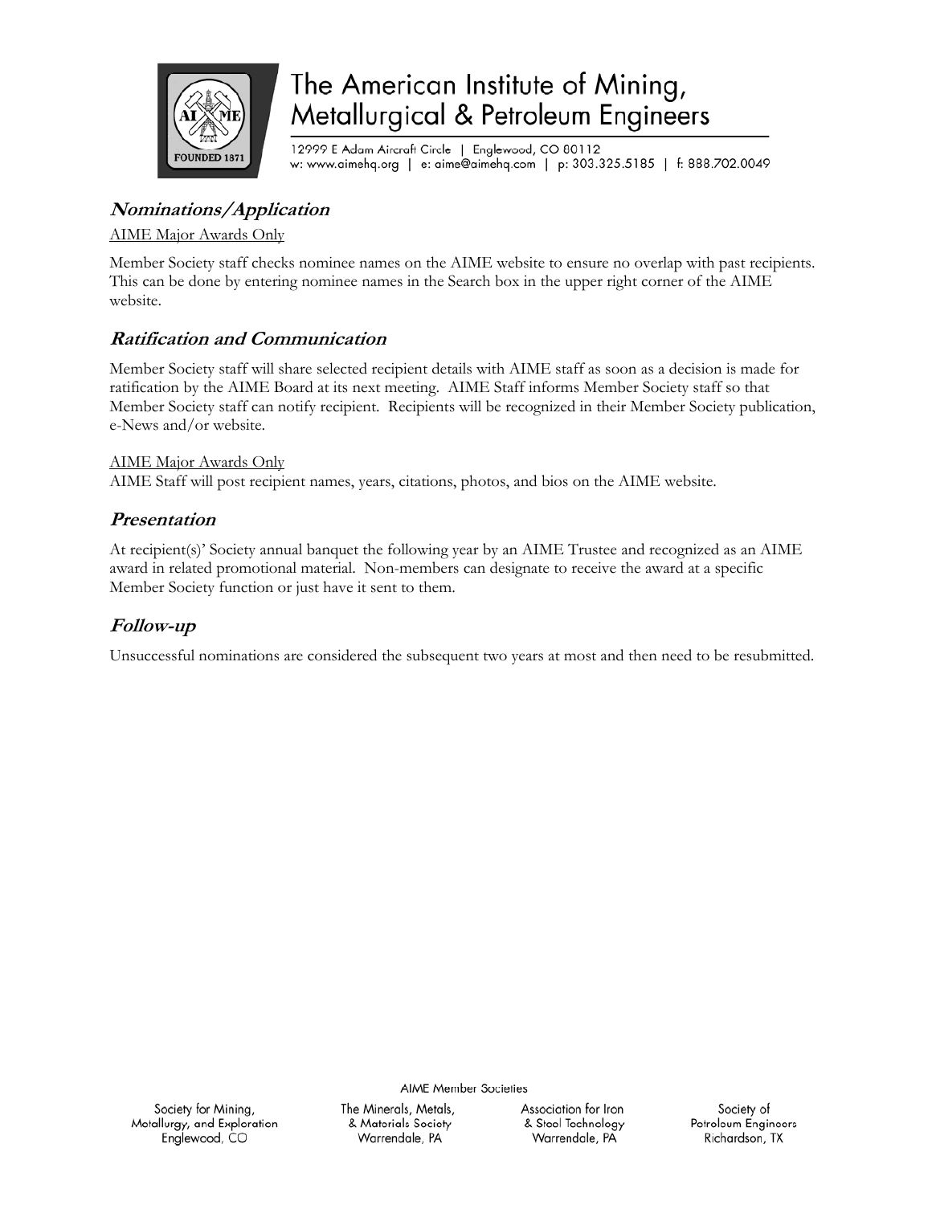## *Nominations/Application*

AIME Major Awards Only

Member Society staff checks nominee names on the AIME website to ensure no overlap with past recipients. This can be done by entering nominee names in the Search box in the upper right corner of the AIME website.

## *Ratification and Communication*

Member Society staff will share selected recipient details with AIME staff as soon as a decision is made for ratification by the AIME Board at its next meeting. AIME Staff informs Member Society staff so that Member Society staff can notify recipient. Recipients will be recognized in their Member Society publication, e-News and/or website.

AIME Major Awards Only

AIME Staff will post recipient names, years, citations, photos, and bios on the AIME website.

## *Presentation*

At recipient(s)' Society annual banquet the following year by an AIME Trustee and recognized as an AIME award in related promotional material. Non-members can designate to receive the award at a specific Member Society function or just have it sent to them.

## *Follow-up*

Unsuccessful nominations are considered the subsequent two years at most and then need to be resubmitted.